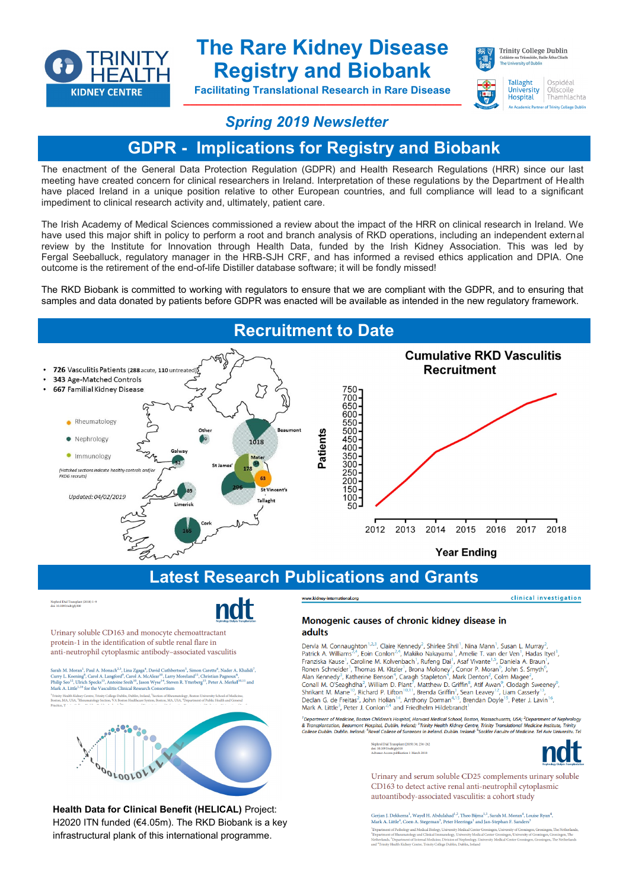TRINITY HEALTH KIDNEY CENTRE

# The Rare Kidney Disease Registry and Biobank

**Facilitating Translational Research in Rare Disease**

Trinity College Dublin | Tallaght University Hospital

*Spring 2019 Newsletter*

## GDPR - Implications for Registry and Biobank

The enactment of the General Data Protection Regulation (GDPR) and Health Research Regulations (HRR) since our last meeting have created concern for clinical researchers in Ireland. Interpretation of these regulations by the Department of Health have placed Ireland in a unique position relative to other European countries, and full compliance will lead to a significant impediment to clinical research activity and, ultimately, patient care.

The Irish Academy of Medical Sciences commissioned a review about the impact of the HRR on clinical research in Ireland. We have used this major shift in policy to perform a root and branch analysis of RKD operations, including an independent external review by the Institute for Innovation through Health Data, funded by the Irish Kidney Association. This was led by Fergal Seeballuck, regulatory manager in the HRB-SJH CRF, and has informed a revised ethics application and DPIA. One outcome is the retirement of the end-of-life Distiller database software; it will be fondly missed!

The RKD Biobank is committed to working with regulators to ensure that we are compliant with the GDPR, and to ensuring that samples and data donated by patients before GDPR was enacted will be available as intended in the new regulatory framework.

## Recruitment to Date

- 726 Vasculitis Patients (288 acute, 110 untreated)
- 343 Age-Matched Controls
- 667 Familial Kidney Disease

Rheumatology · Nephrology · Immunology

(Hatched sections indicate healthy controls and/or FKDG recruits)

Updated: 04/02/2019

Other; Beaumont 1018; Galway 52; St James' 178; Mater; 63; St Vincent's; 296; Tallaght; Limerick 89; Cork 165

**Cumulative RKD Vasculitis Recruitment**

Patients (50–750) vs Year Ending (2012–2018)

## Latest Research Publications and Grants

Urinary soluble CD163 and monocyte chemoattractant protein-1 in the identification of subtle renal flare in anti-neutrophil cytoplasmic antibody–associated vasculitis

Sarah M. Moran, Paul A. Monach, Lina Zgaga, David Cuthbertson, Simon Carette, Nader A. Khalidi, Curry L. Koening, Carol A. Langford, Carol A. McAlear, Larry Moreland, Christian Pagnoux, Philip Seo, Ulrich Specks, Antoine Sreih, Jason Wyse, Steven R. Ytterberg, Peter A. Merkel and Mark A. Little for the Vasculitis Clinical Research Consortium

**Monogenic causes of chronic kidney disease in adults**

Dervla M. Connaughton, Claire Kennedy, Shirlee Shril, Nina Mann, Susan L. Murray, Patrick A. Williams, Eoin Conlon, Makiko Nakayama, Amelie T. van der Ven, Hadas Ityel, Franziska Kause, Caroline M. Kolvenbach, Rufeng Dai, Asaf Vivante, Daniela A. Braun, Ronen Schneider, Thomas M. Kitzler, Brona Moloney, Conor P. Moran, John S. Smyth, Alan Kennedy, Katherine Benson, Caragh Stapleton, Mark Denton, Colm Magee, Conall M. O'Seaghdha, William D. Plant, Matthew D. Griffin, Atif Awan, Clodagh Sweeney, Shrikant M. Mane, Richard P. Lifton, Brenda Griffin, Sean Leavey, Liam Casserly, Declan G. de Freitas, John Holian, Anthony Dorman, Brendan Doyle, Peter J. Lavin, Mark A. Little, Peter J. Conlon and Friedhelm Hildebrandt

Urinary and serum soluble CD25 complements urinary soluble CD163 to detect active renal anti-neutrophil cytoplasmic autoantibody-associated vasculitis: a cohort study

Gerjan J. Dekkema, Wayel H. Abdulahad, Theo Bijma, Sarah M. Moran, Louise Ryan, Mark A. Little, Coen A. Stegeman, Peter Heeringa and Jan-Stephan F. Sanders

**Health Data for Clinical Benefit (HELICAL)** Project: H2020 ITN funded (€4.05m). The RKD Biobank is a key infrastructural plank of this international programme.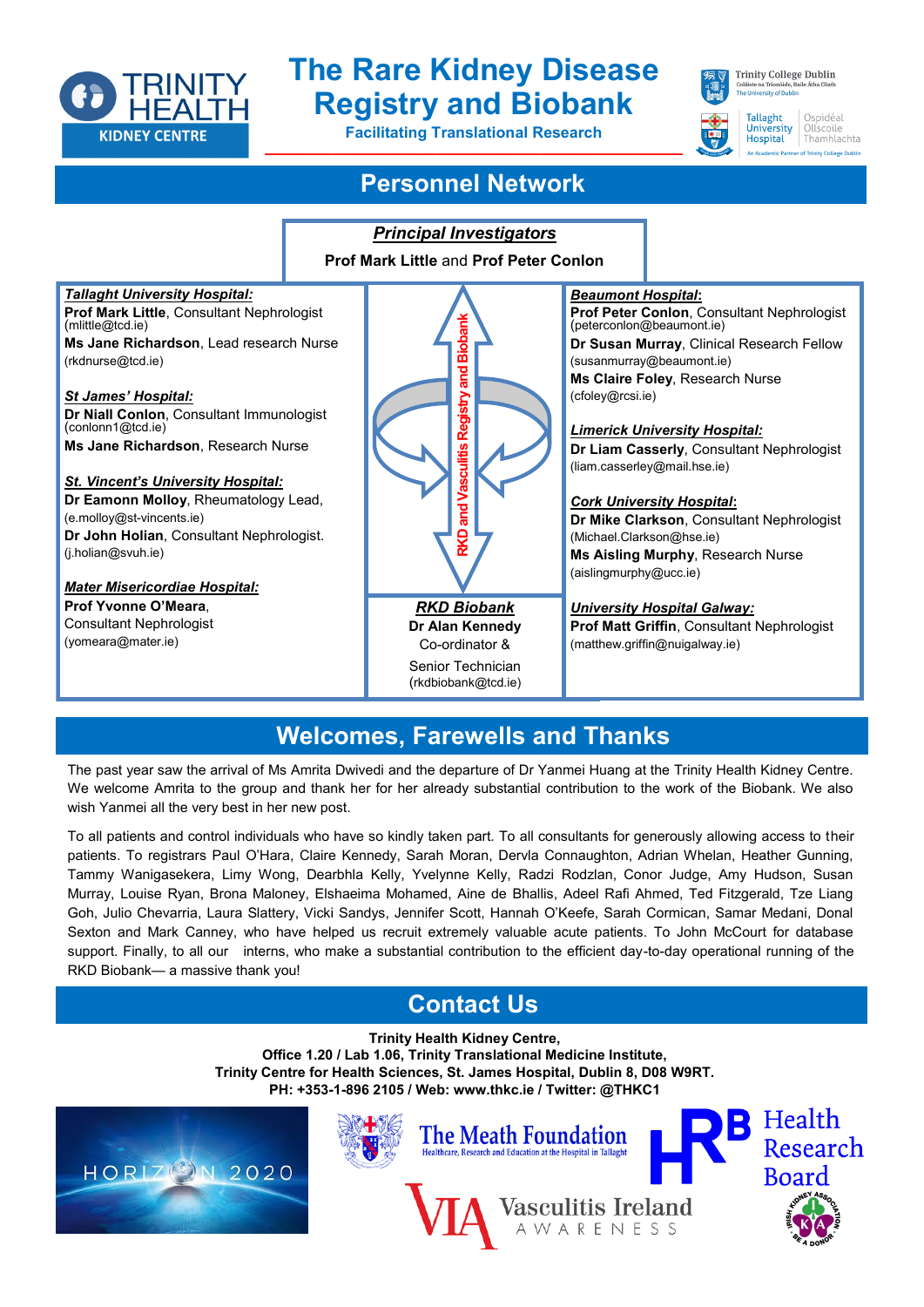# The Rare Kidney Disease Registry and Biobank

**Facilitating Translational Research**

## Personnel Network

***Principal Investigators***

**Prof Mark Little** and **Prof Peter Conlon**

***Tallaght University Hospital:***

**Prof Mark Little**, Consultant Nephrologist (mlittle@tcd.ie)

**Ms Jane Richardson**, Lead research Nurse (rkdnurse@tcd.ie)

***St James' Hospital:***

**Dr Niall Conlon**, Consultant Immunologist (conlonn1@tcd.ie)

**Ms Jane Richardson**, Research Nurse

***St. Vincent's University Hospital:***

**Dr Eamonn Molloy**, Rheumatology Lead, (e.molloy@st-vincents.ie)

**Dr John Holian**, Consultant Nephrologist. (j.holian@svuh.ie)

***Mater Misericordiae Hospital:***

**Prof Yvonne O'Meara**, Consultant Nephrologist (yomeara@mater.ie)

RKD and Vasculitis Registry and Biobank

***RKD Biobank***

**Dr Alan Kennedy**

Co-ordinator & Senior Technician

(rkdbiobank@tcd.ie)

***Beaumont Hospital:***

**Prof Peter Conlon**, Consultant Nephrologist (peterconlon@beaumont.ie)

**Dr Susan Murray**, Clinical Research Fellow (susanmurray@beaumont.ie)

**Ms Claire Foley**, Research Nurse (cfoley@rcsi.ie)

***Limerick University Hospital:***

**Dr Liam Casserly**, Consultant Nephrologist (liam.casserley@mail.hse.ie)

***Cork University Hospital:***

**Dr Mike Clarkson**, Consultant Nephrologist (Michael.Clarkson@hse.ie)

**Ms Aisling Murphy**, Research Nurse (aislingmurphy@ucc.ie)

***University Hospital Galway:***

**Prof Matt Griffin**, Consultant Nephrologist (matthew.griffin@nuigalway.ie)

## Welcomes, Farewells and Thanks

The past year saw the arrival of Ms Amrita Dwivedi and the departure of Dr Yanmei Huang at the Trinity Health Kidney Centre. We welcome Amrita to the group and thank her for her already substantial contribution to the work of the Biobank. We also wish Yanmei all the very best in her new post.

To all patients and control individuals who have so kindly taken part. To all consultants for generously allowing access to their patients. To registrars Paul O'Hara, Claire Kennedy, Sarah Moran, Dervla Connaughton, Adrian Whelan, Heather Gunning, Tammy Wanigasekera, Limy Wong, Dearbhla Kelly, Yvelynne Kelly, Radzi Rodzlan, Conor Judge, Amy Hudson, Susan Murray, Louise Ryan, Brona Maloney, Elshaeima Mohamed, Aine de Bhallis, Adeel Rafi Ahmed, Ted Fitzgerald, Tze Liang Goh, Julio Chevarria, Laura Slattery, Vicki Sandys, Jennifer Scott, Hannah O'Keefe, Sarah Cormican, Samar Medani, Donal Sexton and Mark Canney, who have helped us recruit extremely valuable acute patients. To John McCourt for database support. Finally, to all our interns, who make a substantial contribution to the efficient day-to-day operational running of the RKD Biobank— a massive thank you!

## Contact Us

**Trinity Health Kidney Centre,**
**Office 1.20 / Lab 1.06, Trinity Translational Medicine Institute,**
**Trinity Centre for Health Sciences, St. James Hospital, Dublin 8, D08 W9RT.**
**PH: +353-1-896 2105 / Web: www.thkc.ie / Twitter: @THKC1**